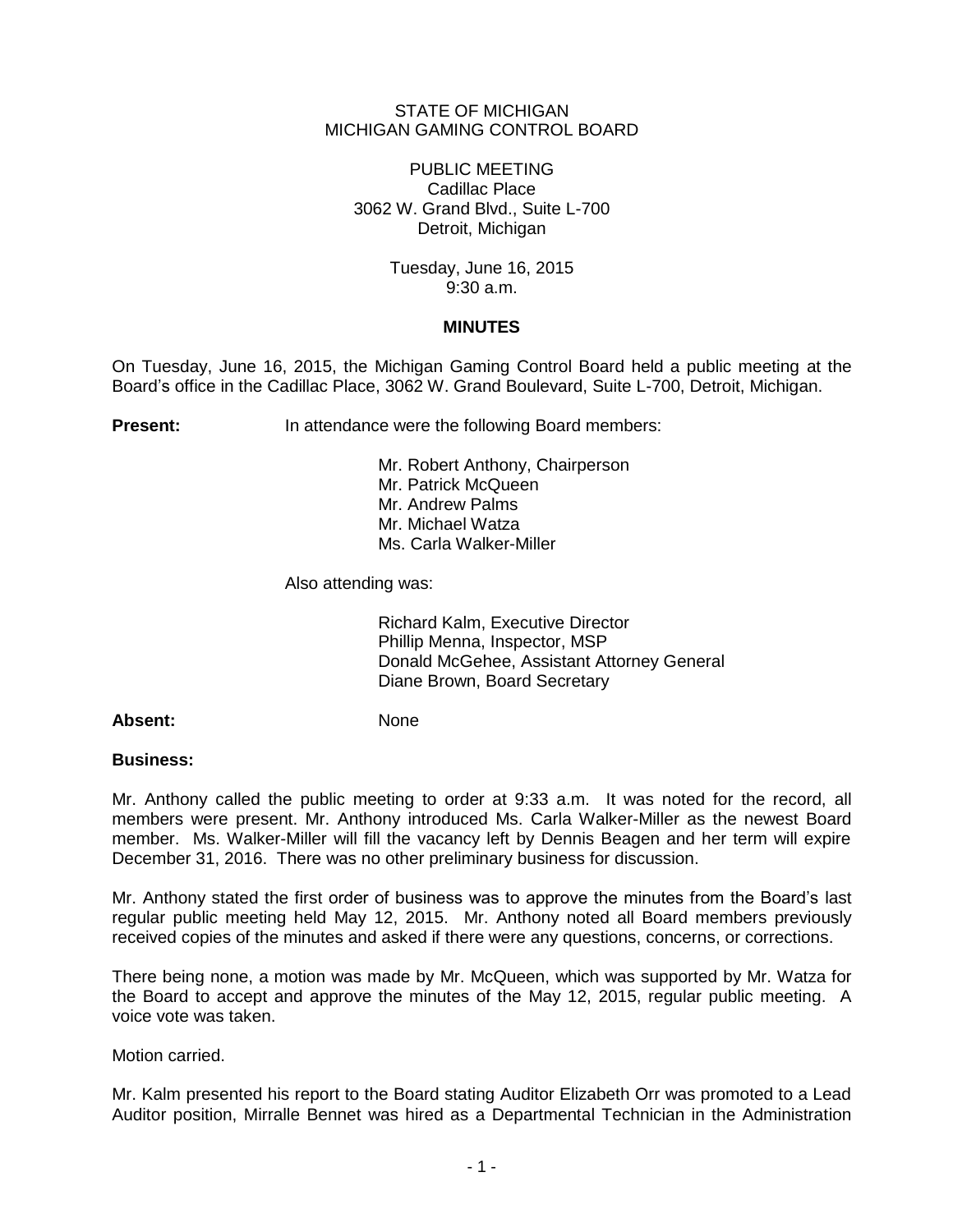STATE OF MICHIGAN
MICHIGAN GAMING CONTROL BOARD

PUBLIC MEETING
Cadillac Place
3062 W. Grand Blvd., Suite L-700
Detroit, Michigan

Tuesday, June 16, 2015
9:30 a.m.

## MINUTES

On Tuesday, June 16, 2015, the Michigan Gaming Control Board held a public meeting at the Board's office in the Cadillac Place, 3062 W. Grand Boulevard, Suite L-700, Detroit, Michigan.

**Present:** In attendance were the following Board members:

Mr. Robert Anthony, Chairperson
Mr. Patrick McQueen
Mr. Andrew Palms
Mr. Michael Watza
Ms. Carla Walker-Miller

Also attending was:

Richard Kalm, Executive Director
Phillip Menna, Inspector, MSP
Donald McGehee, Assistant Attorney General
Diane Brown, Board Secretary

**Absent:** None

**Business:**

Mr. Anthony called the public meeting to order at 9:33 a.m. It was noted for the record, all members were present. Mr. Anthony introduced Ms. Carla Walker-Miller as the newest Board member. Ms. Walker-Miller will fill the vacancy left by Dennis Beagen and her term will expire December 31, 2016. There was no other preliminary business for discussion.

Mr. Anthony stated the first order of business was to approve the minutes from the Board's last regular public meeting held May 12, 2015. Mr. Anthony noted all Board members previously received copies of the minutes and asked if there were any questions, concerns, or corrections.

There being none, a motion was made by Mr. McQueen, which was supported by Mr. Watza for the Board to accept and approve the minutes of the May 12, 2015, regular public meeting. A voice vote was taken.

Motion carried.

Mr. Kalm presented his report to the Board stating Auditor Elizabeth Orr was promoted to a Lead Auditor position, Mirralle Bennet was hired as a Departmental Technician in the Administration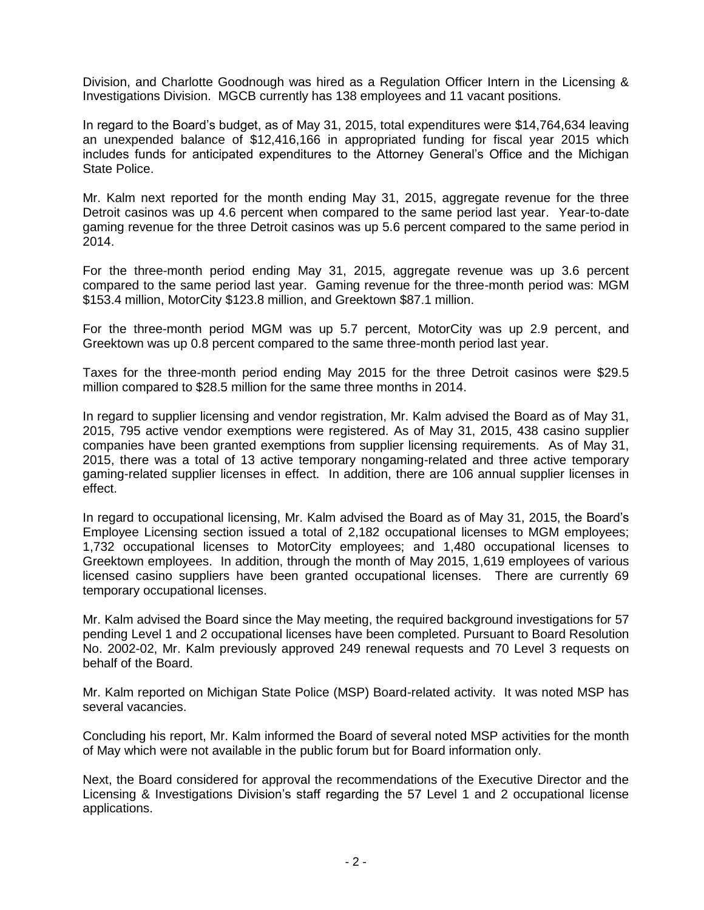Division, and Charlotte Goodnough was hired as a Regulation Officer Intern in the Licensing & Investigations Division. MGCB currently has 138 employees and 11 vacant positions.

In regard to the Board's budget, as of May 31, 2015, total expenditures were $14,764,634 leaving an unexpended balance of $12,416,166 in appropriated funding for fiscal year 2015 which includes funds for anticipated expenditures to the Attorney General's Office and the Michigan State Police.

Mr. Kalm next reported for the month ending May 31, 2015, aggregate revenue for the three Detroit casinos was up 4.6 percent when compared to the same period last year. Year-to-date gaming revenue for the three Detroit casinos was up 5.6 percent compared to the same period in 2014.

For the three-month period ending May 31, 2015, aggregate revenue was up 3.6 percent compared to the same period last year. Gaming revenue for the three-month period was: MGM $153.4 million, MotorCity $123.8 million, and Greektown $87.1 million.

For the three-month period MGM was up 5.7 percent, MotorCity was up 2.9 percent, and Greektown was up 0.8 percent compared to the same three-month period last year.

Taxes for the three-month period ending May 2015 for the three Detroit casinos were $29.5 million compared to $28.5 million for the same three months in 2014.

In regard to supplier licensing and vendor registration, Mr. Kalm advised the Board as of May 31, 2015, 795 active vendor exemptions were registered. As of May 31, 2015, 438 casino supplier companies have been granted exemptions from supplier licensing requirements. As of May 31, 2015, there was a total of 13 active temporary nongaming-related and three active temporary gaming-related supplier licenses in effect. In addition, there are 106 annual supplier licenses in effect.

In regard to occupational licensing, Mr. Kalm advised the Board as of May 31, 2015, the Board's Employee Licensing section issued a total of 2,182 occupational licenses to MGM employees; 1,732 occupational licenses to MotorCity employees; and 1,480 occupational licenses to Greektown employees. In addition, through the month of May 2015, 1,619 employees of various licensed casino suppliers have been granted occupational licenses. There are currently 69 temporary occupational licenses.

Mr. Kalm advised the Board since the May meeting, the required background investigations for 57 pending Level 1 and 2 occupational licenses have been completed. Pursuant to Board Resolution No. 2002-02, Mr. Kalm previously approved 249 renewal requests and 70 Level 3 requests on behalf of the Board.

Mr. Kalm reported on Michigan State Police (MSP) Board-related activity. It was noted MSP has several vacancies.

Concluding his report, Mr. Kalm informed the Board of several noted MSP activities for the month of May which were not available in the public forum but for Board information only.

Next, the Board considered for approval the recommendations of the Executive Director and the Licensing & Investigations Division's staff regarding the 57 Level 1 and 2 occupational license applications.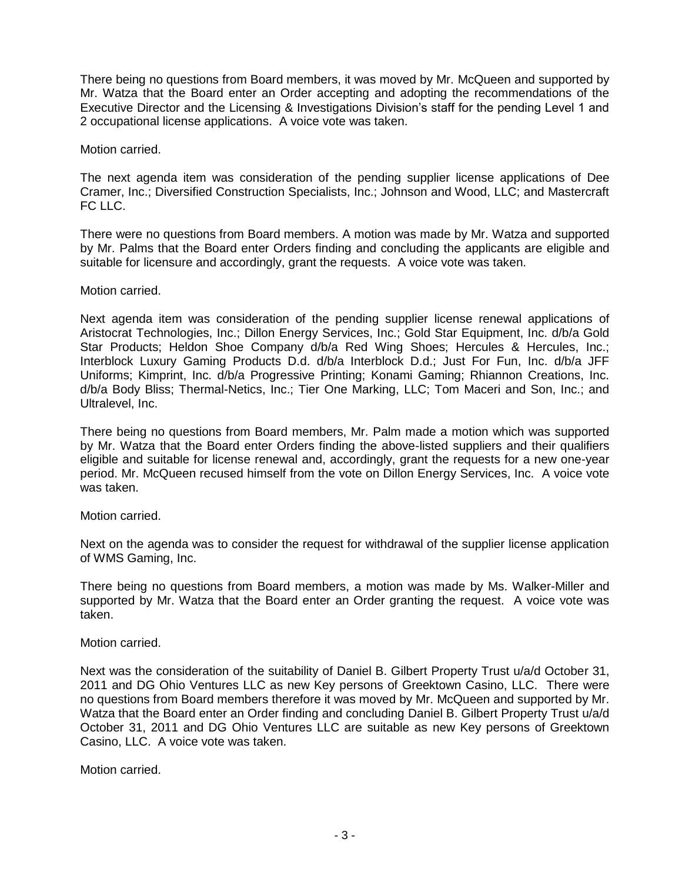There being no questions from Board members, it was moved by Mr. McQueen and supported by Mr. Watza that the Board enter an Order accepting and adopting the recommendations of the Executive Director and the Licensing & Investigations Division's staff for the pending Level 1 and 2 occupational license applications. A voice vote was taken.

Motion carried.

The next agenda item was consideration of the pending supplier license applications of Dee Cramer, Inc.; Diversified Construction Specialists, Inc.; Johnson and Wood, LLC; and Mastercraft FC LLC.

There were no questions from Board members. A motion was made by Mr. Watza and supported by Mr. Palms that the Board enter Orders finding and concluding the applicants are eligible and suitable for licensure and accordingly, grant the requests. A voice vote was taken.

Motion carried.

Next agenda item was consideration of the pending supplier license renewal applications of Aristocrat Technologies, Inc.; Dillon Energy Services, Inc.; Gold Star Equipment, Inc. d/b/a Gold Star Products; Heldon Shoe Company d/b/a Red Wing Shoes; Hercules & Hercules, Inc.; Interblock Luxury Gaming Products D.d. d/b/a Interblock D.d.; Just For Fun, Inc. d/b/a JFF Uniforms; Kimprint, Inc. d/b/a Progressive Printing; Konami Gaming; Rhiannon Creations, Inc. d/b/a Body Bliss; Thermal-Netics, Inc.; Tier One Marking, LLC; Tom Maceri and Son, Inc.; and Ultralevel, Inc.

There being no questions from Board members, Mr. Palm made a motion which was supported by Mr. Watza that the Board enter Orders finding the above-listed suppliers and their qualifiers eligible and suitable for license renewal and, accordingly, grant the requests for a new one-year period. Mr. McQueen recused himself from the vote on Dillon Energy Services, Inc. A voice vote was taken.

Motion carried.

Next on the agenda was to consider the request for withdrawal of the supplier license application of WMS Gaming, Inc.

There being no questions from Board members, a motion was made by Ms. Walker-Miller and supported by Mr. Watza that the Board enter an Order granting the request. A voice vote was taken.

Motion carried.

Next was the consideration of the suitability of Daniel B. Gilbert Property Trust u/a/d October 31, 2011 and DG Ohio Ventures LLC as new Key persons of Greektown Casino, LLC. There were no questions from Board members therefore it was moved by Mr. McQueen and supported by Mr. Watza that the Board enter an Order finding and concluding Daniel B. Gilbert Property Trust u/a/d October 31, 2011 and DG Ohio Ventures LLC are suitable as new Key persons of Greektown Casino, LLC. A voice vote was taken.

Motion carried.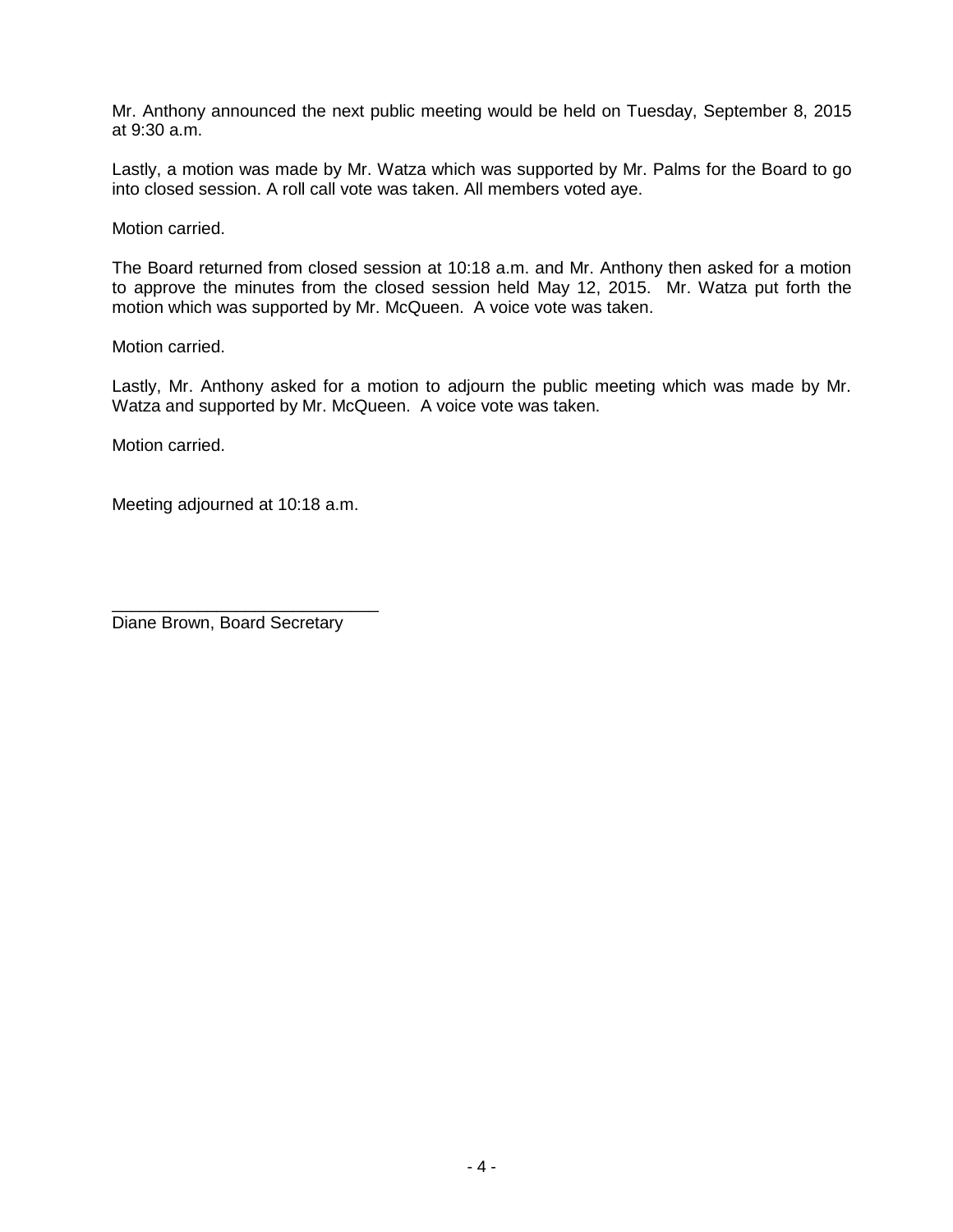Mr. Anthony announced the next public meeting would be held on Tuesday, September 8, 2015 at 9:30 a.m.

Lastly, a motion was made by Mr. Watza which was supported by Mr. Palms for the Board to go into closed session. A roll call vote was taken. All members voted aye.

Motion carried.

The Board returned from closed session at 10:18 a.m. and Mr. Anthony then asked for a motion to approve the minutes from the closed session held May 12, 2015. Mr. Watza put forth the motion which was supported by Mr. McQueen. A voice vote was taken.

Motion carried.

Lastly, Mr. Anthony asked for a motion to adjourn the public meeting which was made by Mr. Watza and supported by Mr. McQueen. A voice vote was taken.

Motion carried.

Meeting adjourned at 10:18 a.m.

\_\_\_\_\_\_\_\_\_\_\_\_\_\_\_\_\_\_\_\_\_\_\_\_\_\_\_\_

Diane Brown, Board Secretary